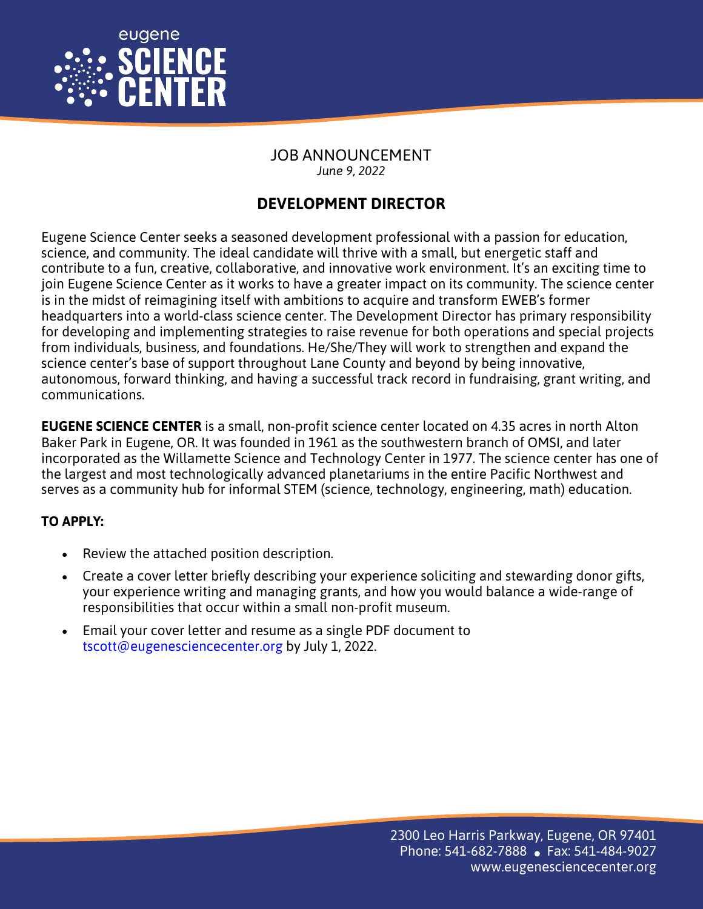eugene **SCIENCE CENTER**

JOB ANNOUNCEMENT
*June 9, 2022*

# DEVELOPMENT DIRECTOR

Eugene Science Center seeks a seasoned development professional with a passion for education, science, and community. The ideal candidate will thrive with a small, but energetic staff and contribute to a fun, creative, collaborative, and innovative work environment. It's an exciting time to join Eugene Science Center as it works to have a greater impact on its community. The science center is in the midst of reimagining itself with ambitions to acquire and transform EWEB's former headquarters into a world-class science center. The Development Director has primary responsibility for developing and implementing strategies to raise revenue for both operations and special projects from individuals, business, and foundations. He/She/They will work to strengthen and expand the science center's base of support throughout Lane County and beyond by being innovative, autonomous, forward thinking, and having a successful track record in fundraising, grant writing, and communications.

**EUGENE SCIENCE CENTER** is a small, non-profit science center located on 4.35 acres in north Alton Baker Park in Eugene, OR. It was founded in 1961 as the southwestern branch of OMSI, and later incorporated as the Willamette Science and Technology Center in 1977. The science center has one of the largest and most technologically advanced planetariums in the entire Pacific Northwest and serves as a community hub for informal STEM (science, technology, engineering, math) education.

**TO APPLY:**

- Review the attached position description.
- Create a cover letter briefly describing your experience soliciting and stewarding donor gifts, your experience writing and managing grants, and how you would balance a wide-range of responsibilities that occur within a small non-profit museum.
- Email your cover letter and resume as a single PDF document to tscott@eugenesciencecenter.org by July 1, 2022.

2300 Leo Harris Parkway, Eugene, OR 97401
Phone: 541-682-7888 • Fax: 541-484-9027
www.eugenesciencecenter.org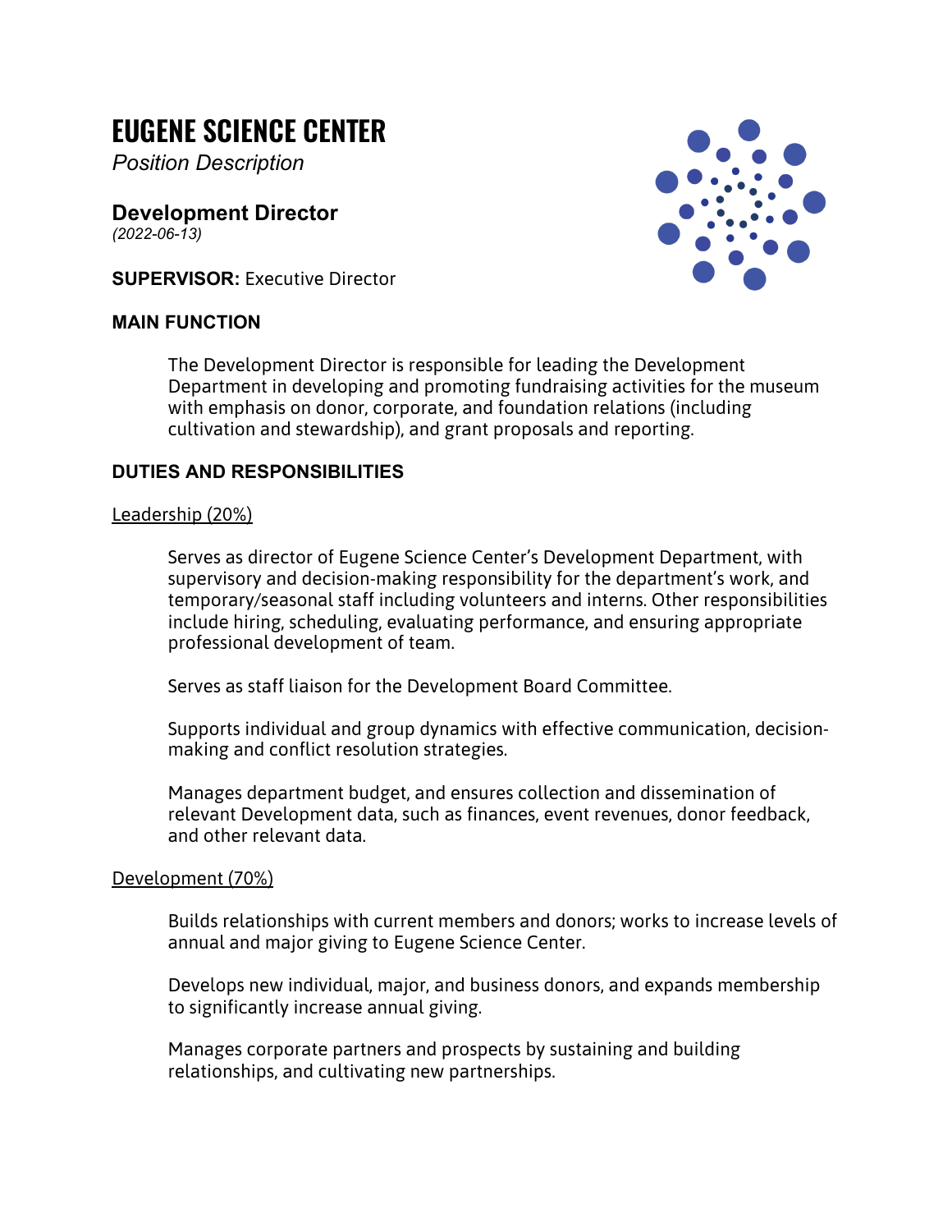# EUGENE SCIENCE CENTER

*Position Description*

## Development Director

*(2022-06-13)*

**SUPERVISOR:** Executive Director

### MAIN FUNCTION

The Development Director is responsible for leading the Development Department in developing and promoting fundraising activities for the museum with emphasis on donor, corporate, and foundation relations (including cultivation and stewardship), and grant proposals and reporting.

### DUTIES AND RESPONSIBILITIES

Leadership (20%)

Serves as director of Eugene Science Center's Development Department, with supervisory and decision-making responsibility for the department's work, and temporary/seasonal staff including volunteers and interns. Other responsibilities include hiring, scheduling, evaluating performance, and ensuring appropriate professional development of team.

Serves as staff liaison for the Development Board Committee.

Supports individual and group dynamics with effective communication, decision-making and conflict resolution strategies.

Manages department budget, and ensures collection and dissemination of relevant Development data, such as finances, event revenues, donor feedback, and other relevant data.

Development (70%)

Builds relationships with current members and donors; works to increase levels of annual and major giving to Eugene Science Center.

Develops new individual, major, and business donors, and expands membership to significantly increase annual giving.

Manages corporate partners and prospects by sustaining and building relationships, and cultivating new partnerships.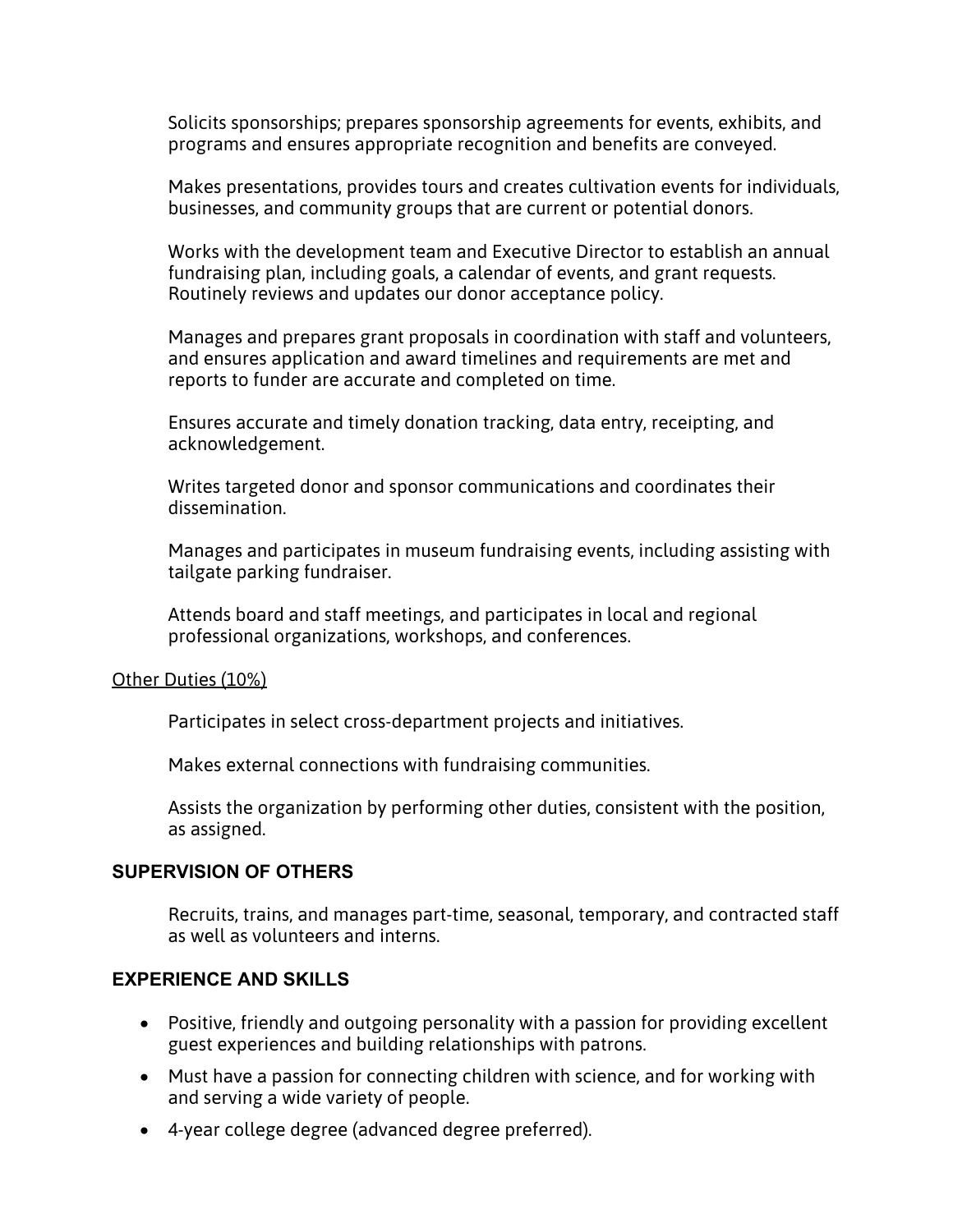Solicits sponsorships; prepares sponsorship agreements for events, exhibits, and programs and ensures appropriate recognition and benefits are conveyed.

Makes presentations, provides tours and creates cultivation events for individuals, businesses, and community groups that are current or potential donors.

Works with the development team and Executive Director to establish an annual fundraising plan, including goals, a calendar of events, and grant requests. Routinely reviews and updates our donor acceptance policy.

Manages and prepares grant proposals in coordination with staff and volunteers, and ensures application and award timelines and requirements are met and reports to funder are accurate and completed on time.

Ensures accurate and timely donation tracking, data entry, receipting, and acknowledgement.

Writes targeted donor and sponsor communications and coordinates their dissemination.

Manages and participates in museum fundraising events, including assisting with tailgate parking fundraiser.

Attends board and staff meetings, and participates in local and regional professional organizations, workshops, and conferences.

<u>Other Duties (10%)</u>

Participates in select cross-department projects and initiatives.

Makes external connections with fundraising communities.

Assists the organization by performing other duties, consistent with the position, as assigned.

## SUPERVISION OF OTHERS

Recruits, trains, and manages part-time, seasonal, temporary, and contracted staff as well as volunteers and interns.

## EXPERIENCE AND SKILLS

- Positive, friendly and outgoing personality with a passion for providing excellent guest experiences and building relationships with patrons.
- Must have a passion for connecting children with science, and for working with and serving a wide variety of people.
- 4-year college degree (advanced degree preferred).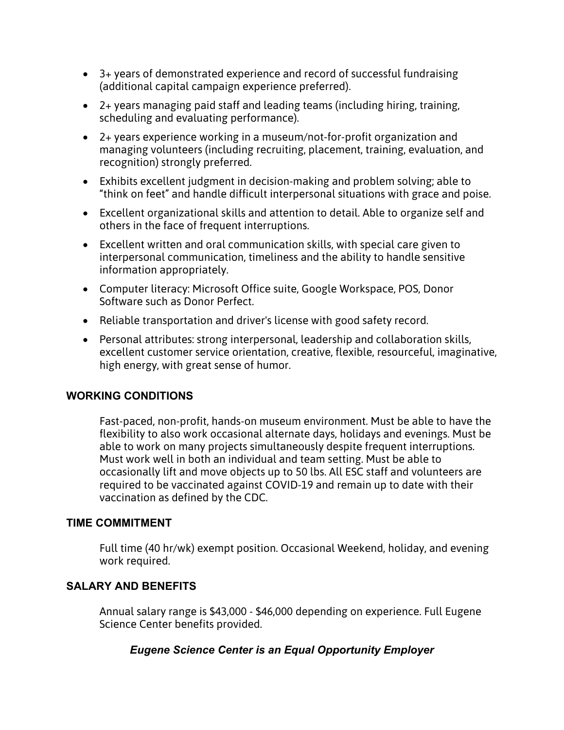- 3+ years of demonstrated experience and record of successful fundraising (additional capital campaign experience preferred).
- 2+ years managing paid staff and leading teams (including hiring, training, scheduling and evaluating performance).
- 2+ years experience working in a museum/not-for-profit organization and managing volunteers (including recruiting, placement, training, evaluation, and recognition) strongly preferred.
- Exhibits excellent judgment in decision-making and problem solving; able to "think on feet" and handle difficult interpersonal situations with grace and poise.
- Excellent organizational skills and attention to detail. Able to organize self and others in the face of frequent interruptions.
- Excellent written and oral communication skills, with special care given to interpersonal communication, timeliness and the ability to handle sensitive information appropriately.
- Computer literacy: Microsoft Office suite, Google Workspace, POS, Donor Software such as Donor Perfect.
- Reliable transportation and driver's license with good safety record.
- Personal attributes: strong interpersonal, leadership and collaboration skills, excellent customer service orientation, creative, flexible, resourceful, imaginative, high energy, with great sense of humor.

## WORKING CONDITIONS

Fast-paced, non-profit, hands-on museum environment. Must be able to have the flexibility to also work occasional alternate days, holidays and evenings. Must be able to work on many projects simultaneously despite frequent interruptions. Must work well in both an individual and team setting. Must be able to occasionally lift and move objects up to 50 lbs. All ESC staff and volunteers are required to be vaccinated against COVID-19 and remain up to date with their vaccination as defined by the CDC.

## TIME COMMITMENT

Full time (40 hr/wk) exempt position. Occasional Weekend, holiday, and evening work required.

## SALARY AND BENEFITS

Annual salary range is $43,000 - $46,000 depending on experience. Full Eugene Science Center benefits provided.

***Eugene Science Center is an Equal Opportunity Employer***